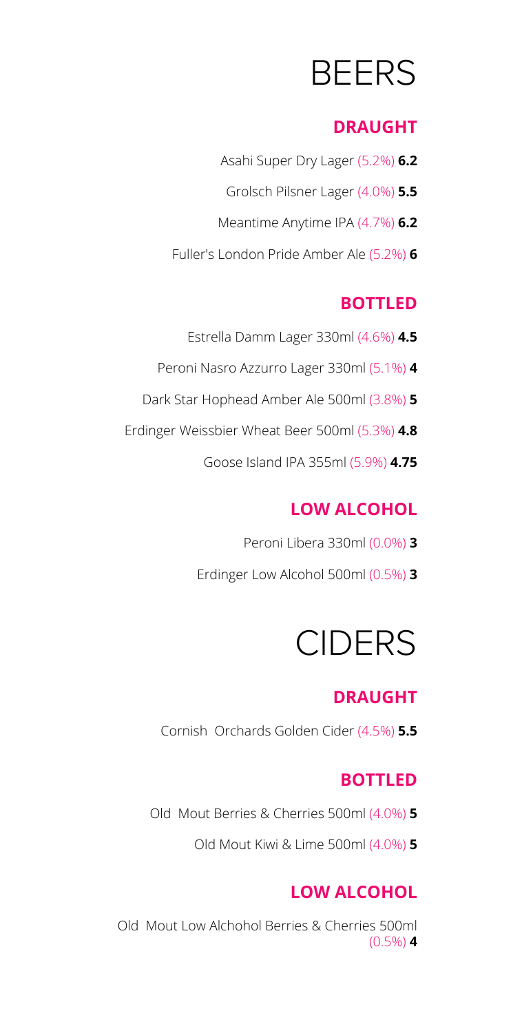# BEERS

## DRAUGHT

Asahi Super Dry Lager (5.2%) **6.2**

Grolsch Pilsner Lager (4.0%) **5.5**

Meantime Anytime IPA (4.7%) **6.2**

Fuller's London Pride Amber Ale (5.2%) **6**

## BOTTLED

Estrella Damm Lager 330ml (4.6%) **4.5**

Peroni Nasro Azzurro Lager 330ml (5.1%) **4**

Dark Star Hophead Amber Ale 500ml (3.8%) **5**

Erdinger Weissbier Wheat Beer 500ml (5.3%) **4.8**

Goose Island IPA 355ml (5.9%) **4.75**

## LOW ALCOHOL

Peroni Libera 330ml (0.0%) **3**

Erdinger Low Alcohol 500ml (0.5%) **3**

# CIDERS

## DRAUGHT

Cornish Orchards Golden Cider (4.5%) **5.5**

## BOTTLED

Old Mout Berries & Cherries 500ml (4.0%) **5**

Old Mout Kiwi & Lime 500ml (4.0%) **5**

## LOW ALCOHOL

Old Mout Low Alchohol Berries & Cherries 500ml (0.5%) **4**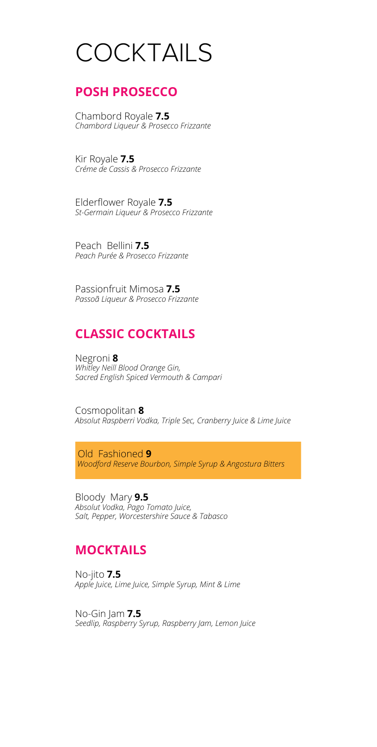# COCKTAILS

## POSH PROSECCO

Chambord Royale **7.5**
*Chambord Liqueur & Prosecco Frizzante*

Kir Royale **7.5**
*Créme de Cassis & Prosecco Frizzante*

Elderflower Royale **7.5**
*St-Germain Liqueur & Prosecco Frizzante*

Peach Bellini **7.5**
*Peach Purée & Prosecco Frizzante*

Passionfruit Mimosa **7.5**
*Passoã Liqueur & Prosecco Frizzante*

## CLASSIC COCKTAILS

Negroni **8**
*Whitley Neill Blood Orange Gin,*
*Sacred English Spiced Vermouth & Campari*

Cosmopolitan **8**
*Absolut Raspberri Vodka, Triple Sec, Cranberry Juice & Lime Juice*

Old Fashioned **9**
*Woodford Reserve Bourbon, Simple Syrup & Angostura Bitters*

Bloody Mary **9.5**
*Absolut Vodka, Pago Tomato Juice,*
*Salt, Pepper, Worcestershire Sauce & Tabasco*

## MOCKTAILS

No-jito **7.5**
*Apple Juice, Lime Juice, Simple Syrup, Mint & Lime*

No-Gin Jam **7.5**
*Seedlip, Raspberry Syrup, Raspberry Jam, Lemon Juice*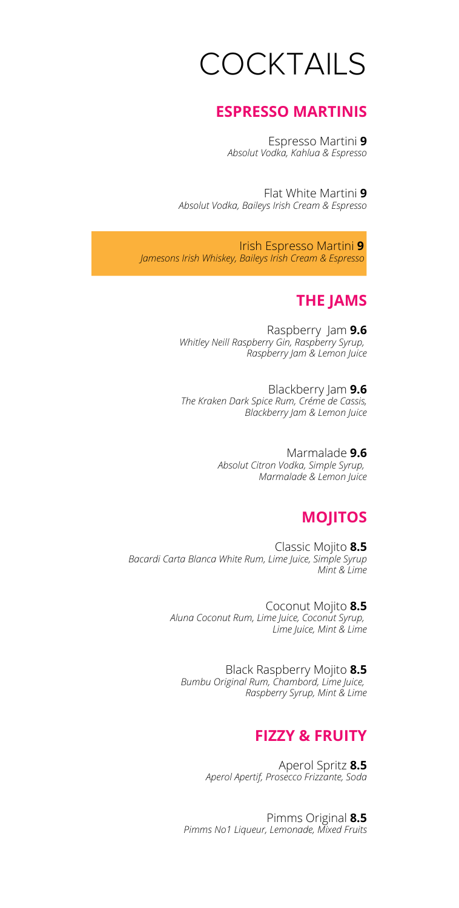# COCKTAILS

## ESPRESSO MARTINIS

Espresso Martini **9**
*Absolut Vodka, Kahlua & Espresso*

Flat White Martini **9**
*Absolut Vodka, Baileys Irish Cream & Espresso*

Irish Espresso Martini **9**
*Jamesons Irish Whiskey, Baileys Irish Cream & Espresso*

## THE JAMS

Raspberry Jam **9.6**
*Whitley Neill Raspberry Gin, Raspberry Syrup, Raspberry Jam & Lemon Juice*

Blackberry Jam **9.6**
*The Kraken Dark Spice Rum, Créme de Cassis, Blackberry Jam & Lemon Juice*

Marmalade **9.6**
*Absolut Citron Vodka, Simple Syrup, Marmalade & Lemon Juice*

## MOJITOS

Classic Mojito **8.5**
*Bacardi Carta Blanca White Rum, Lime Juice, Simple Syrup Mint & Lime*

Coconut Mojito **8.5**
*Aluna Coconut Rum, Lime Juice, Coconut Syrup, Lime Juice, Mint & Lime*

Black Raspberry Mojito **8.5**
*Bumbu Original Rum, Chambord, Lime Juice, Raspberry Syrup, Mint & Lime*

## FIZZY & FRUITY

Aperol Spritz **8.5**
*Aperol Apertif, Prosecco Frizzante, Soda*

Pimms Original **8.5**
*Pimms No1 Liqueur, Lemonade, Mixed Fruits*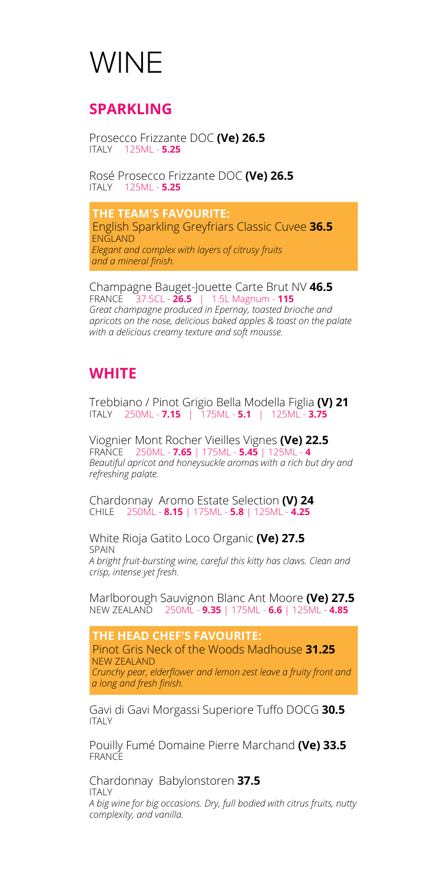# WINE

## SPARKLING

Prosecco Frizzante DOC **(Ve) 26.5**
ITALY 125ML - **5.25**

Rosé Prosecco Frizzante DOC **(Ve) 26.5**
ITALY 125ML - **5.25**

**THE TEAM'S FAVOURITE:**
English Sparkling Greyfriars Classic Cuvee **36.5**
ENGLAND
*Elegant and complex with layers of citrusy fruits and a mineral finish.*

Champagne Bauget-Jouette Carte Brut NV **46.5**
FRANCE 37.5CL - **26.5** | 1.5L Magnum - **115**
*Great champagne produced in Epernay, toasted brioche and apricots on the nose, delicious baked apples & toast on the palate with a delicious creamy texture and soft mousse.*

## WHITE

Trebbiano / Pinot Grigio Bella Modella Figlia **(V) 21**
ITALY 250ML - **7.15** | 175ML - **5.1** | 125ML - **3.75**

Viognier Mont Rocher Vieilles Vignes **(Ve) 22.5**
FRANCE 250ML - **7.65** | 175ML - **5.45** | 125ML - **4**
*Beautiful apricot and honeysuckle aromas with a rich but dry and refreshing palate.*

Chardonnay Aromo Estate Selection **(V) 24**
CHILE 250ML - **8.15** | 175ML - **5.8** | 125ML - **4.25**

White Rioja Gatito Loco Organic **(Ve) 27.5**
SPAIN
*A bright fruit-bursting wine, careful this kitty has claws. Clean and crisp, intense yet fresh.*

Marlborough Sauvignon Blanc Ant Moore **(Ve) 27.5**
NEW ZEALAND 250ML - **9.35** | 175ML - **6.6** | 125ML - **4.85**

**THE HEAD CHEF'S FAVOURITE:**
Pinot Gris Neck of the Woods Madhouse **31.25**
NEW ZEALAND
*Crunchy pear, elderflower and lemon zest leave a fruity front and a long and fresh finish.*

Gavi di Gavi Morgassi Superiore Tuffo DOCG **30.5**
ITALY

Pouilly Fumé Domaine Pierre Marchand **(Ve) 33.5**
FRANCE

Chardonnay Babylonstoren **37.5**
ITALY
*A big wine for big occasions. Dry, full bodied with citrus fruits, nutty complexity, and vanilla.*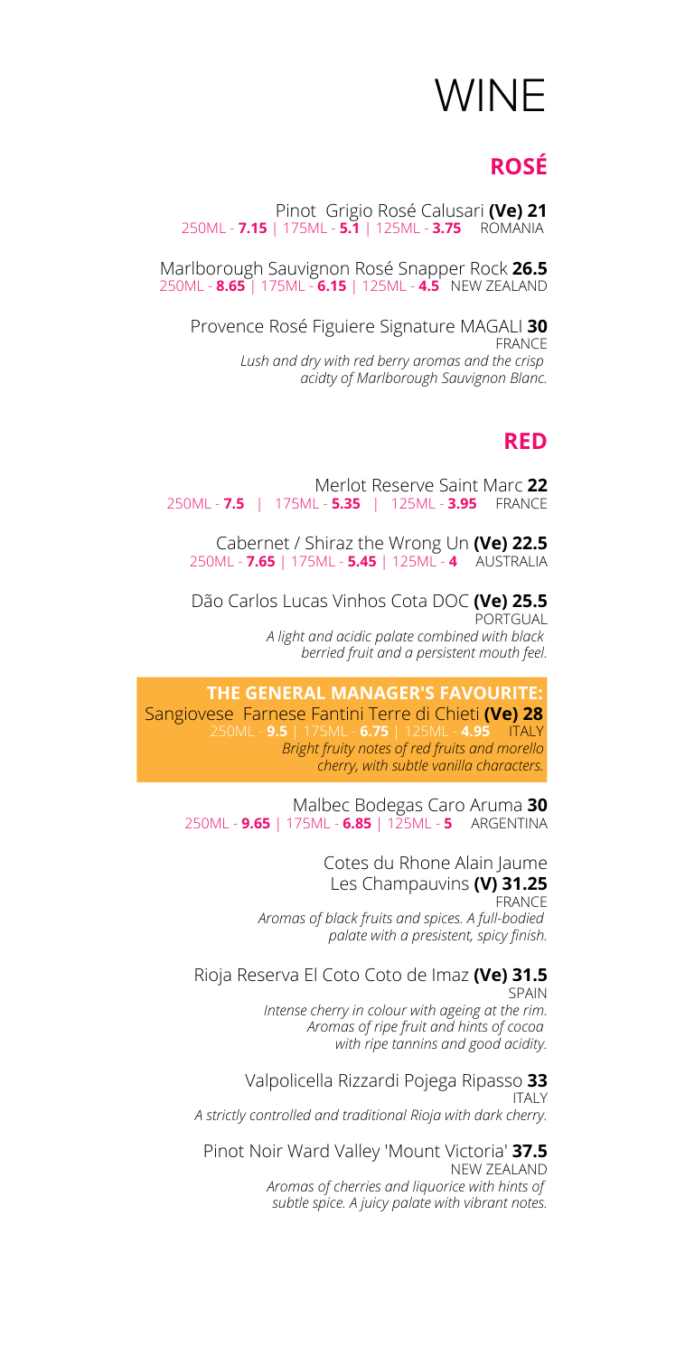# WINE

## ROSÉ

Pinot Grigio Rosé Calusari **(Ve) 21**
250ML - **7.15** | 175ML - **5.1** | 125ML - **3.75** ROMANIA

Marlborough Sauvignon Rosé Snapper Rock **26.5**
250ML - **8.65** | 175ML - **6.15** | 125ML - **4.5** NEW ZEALAND

Provence Rosé Figuiere Signature MAGALI **30**
FRANCE
*Lush and dry with red berry aromas and the crisp acidty of Marlborough Sauvignon Blanc.*

## RED

Merlot Reserve Saint Marc **22**
250ML - **7.5** | 175ML - **5.35** | 125ML - **3.95** FRANCE

Cabernet / Shiraz the Wrong Un **(Ve) 22.5**
250ML - **7.65** | 175ML - **5.45** | 125ML - **4** AUSTRALIA

Dão Carlos Lucas Vinhos Cota DOC **(Ve) 25.5**
PORTGUAL
*A light and acidic palate combined with black berried fruit and a persistent mouth feel.*

**THE GENERAL MANAGER'S FAVOURITE:**
Sangiovese Farnese Fantini Terre di Chieti **(Ve) 28**
250ML - **9.5** | 175ML - **6.75** | 125ML - **4.95** ITALY
*Bright fruity notes of red fruits and morello cherry, with subtle vanilla characters.*

Malbec Bodegas Caro Aruma **30**
250ML - **9.65** | 175ML - **6.85** | 125ML - **5** ARGENTINA

Cotes du Rhone Alain Jaume Les Champauvins **(V) 31.25**
FRANCE
*Aromas of black fruits and spices. A full-bodied palate with a presistent, spicy finish.*

Rioja Reserva El Coto Coto de Imaz **(Ve) 31.5**
SPAIN
*Intense cherry in colour with ageing at the rim. Aromas of ripe fruit and hints of cocoa with ripe tannins and good acidity.*

Valpolicella Rizzardi Pojega Ripasso **33**
ITALY
*A strictly controlled and traditional Rioja with dark cherry.*

Pinot Noir Ward Valley 'Mount Victoria' **37.5**
NEW ZEALAND
*Aromas of cherries and liquorice with hints of subtle spice. A juicy palate with vibrant notes.*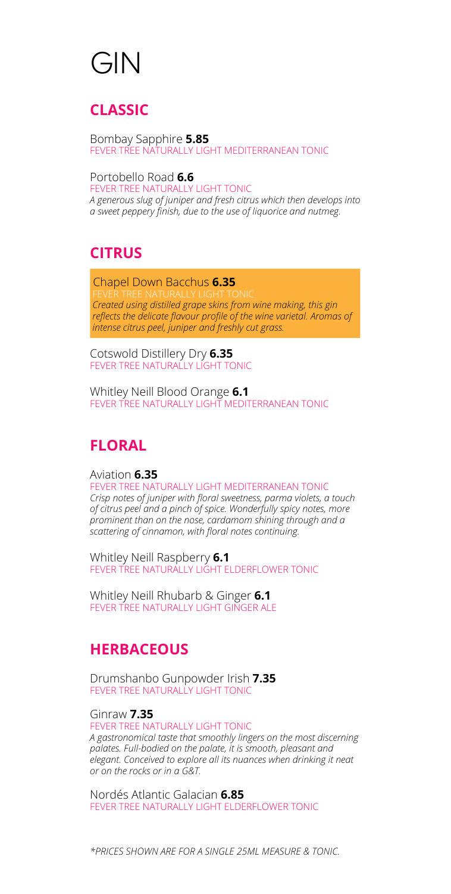# GIN

## CLASSIC

Bombay Sapphire **5.85**
FEVER TREE NATURALLY LIGHT MEDITERRANEAN TONIC

Portobello Road **6.6**
FEVER TREE NATURALLY LIGHT TONIC
*A generous slug of juniper and fresh citrus which then develops into a sweet peppery finish, due to the use of liquorice and nutmeg.*

## CITRUS

Chapel Down Bacchus **6.35**
FEVER TREE NATURALLY LIGHT TONIC
*Created using distilled grape skins from wine making, this gin reflects the delicate flavour profile of the wine varietal. Aromas of intense citrus peel, juniper and freshly cut grass.*

Cotswold Distillery Dry **6.35**
FEVER TREE NATURALLY LIGHT TONIC

Whitley Neill Blood Orange **6.1**
FEVER TREE NATURALLY LIGHT MEDITERRANEAN TONIC

## FLORAL

Aviation **6.35**
FEVER TREE NATURALLY LIGHT MEDITERRANEAN TONIC
*Crisp notes of juniper with floral sweetness, parma violets, a touch of citrus peel and a pinch of spice. Wonderfully spicy notes, more prominent than on the nose, cardamom shining through and a scattering of cinnamon, with floral notes continuing.*

Whitley Neill Raspberry **6.1**
FEVER TREE NATURALLY LIGHT ELDERFLOWER TONIC

Whitley Neill Rhubarb & Ginger **6.1**
FEVER TREE NATURALLY LIGHT GINGER ALE

## HERBACEOUS

Drumshanbo Gunpowder Irish **7.35**
FEVER TREE NATURALLY LIGHT TONIC

Ginraw **7.35**
FEVER TREE NATURALLY LIGHT TONIC
*A gastronomical taste that smoothly lingers on the most discerning palates. Full-bodied on the palate, it is smooth, pleasant and elegant. Conceived to explore all its nuances when drinking it neat or on the rocks or in a G&T.*

Nordés Atlantic Galacian **6.85**
FEVER TREE NATURALLY LIGHT ELDERFLOWER TONIC

*\*PRICES SHOWN ARE FOR A SINGLE 25ML MEASURE & TONIC.*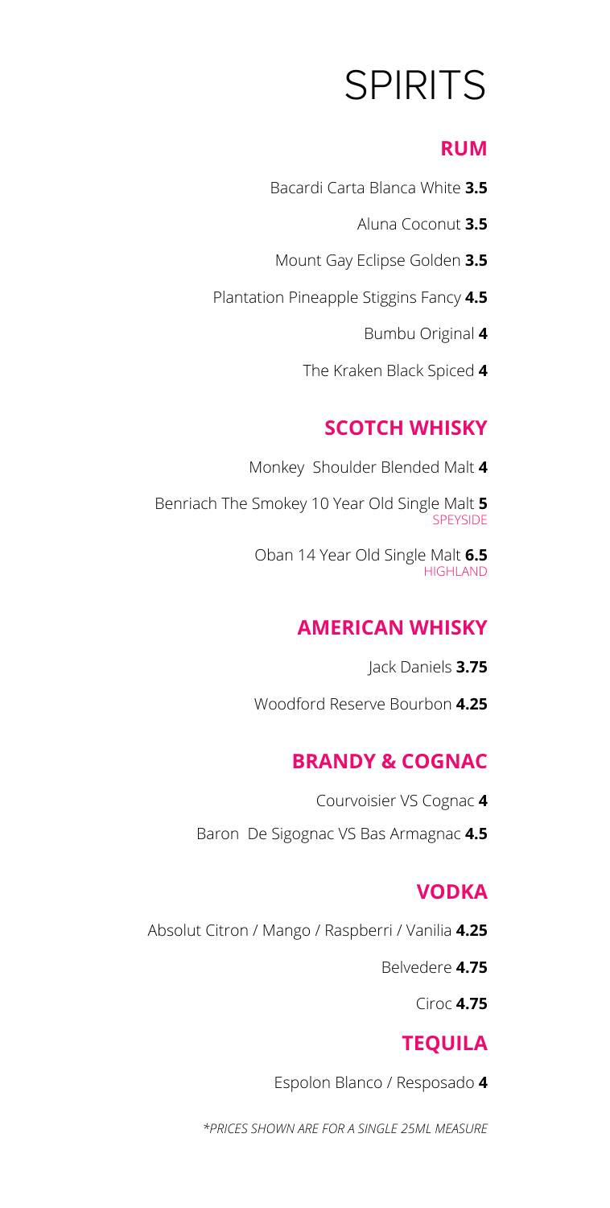# SPIRITS

## RUM

Bacardi Carta Blanca White **3.5**

Aluna Coconut **3.5**

Mount Gay Eclipse Golden **3.5**

Plantation Pineapple Stiggins Fancy **4.5**

Bumbu Original **4**

The Kraken Black Spiced **4**

## SCOTCH WHISKY

Monkey  Shoulder Blended Malt **4**

Benriach The Smokey 10 Year Old Single Malt **5**
SPEYSIDE

Oban 14 Year Old Single Malt **6.5**
HIGHLAND

## AMERICAN WHISKY

Jack Daniels **3.75**

Woodford Reserve Bourbon **4.25**

## BRANDY & COGNAC

Courvoisier VS Cognac **4**

Baron  De Sigognac VS Bas Armagnac **4.5**

## VODKA

Absolut Citron / Mango / Raspberri / Vanilia **4.25**

Belvedere **4.75**

Ciroc **4.75**

## TEQUILA

Espolon Blanco / Resposado **4**

*\*PRICES SHOWN ARE FOR A SINGLE 25ML MEASURE*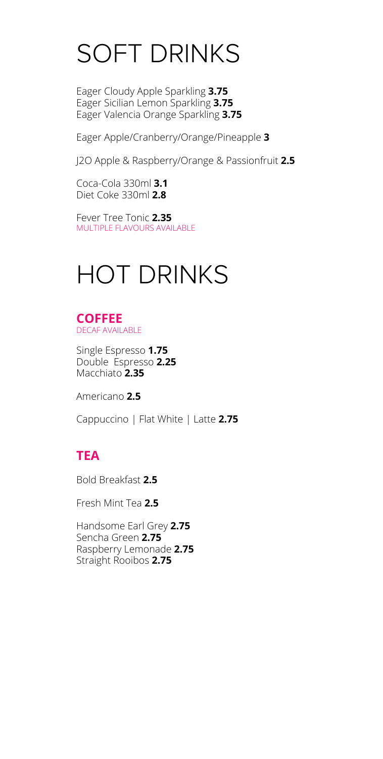# SOFT DRINKS

Eager Cloudy Apple Sparkling **3.75**
Eager Sicilian Lemon Sparkling **3.75**
Eager Valencia Orange Sparkling **3.75**

Eager Apple/Cranberry/Orange/Pineapple **3**

J2O Apple & Raspberry/Orange & Passionfruit **2.5**

Coca-Cola 330ml **3.1**
Diet Coke 330ml **2.8**

Fever Tree Tonic **2.35**
MULTIPLE FLAVOURS AVAILABLE

# HOT DRINKS

## COFFEE

DECAF AVAILABLE

Single Espresso **1.75**
Double Espresso **2.25**
Macchiato **2.35**

Americano **2.5**

Cappuccino | Flat White | Latte **2.75**

## TEA

Bold Breakfast **2.5**

Fresh Mint Tea **2.5**

Handsome Earl Grey **2.75**
Sencha Green **2.75**
Raspberry Lemonade **2.75**
Straight Rooibos **2.75**